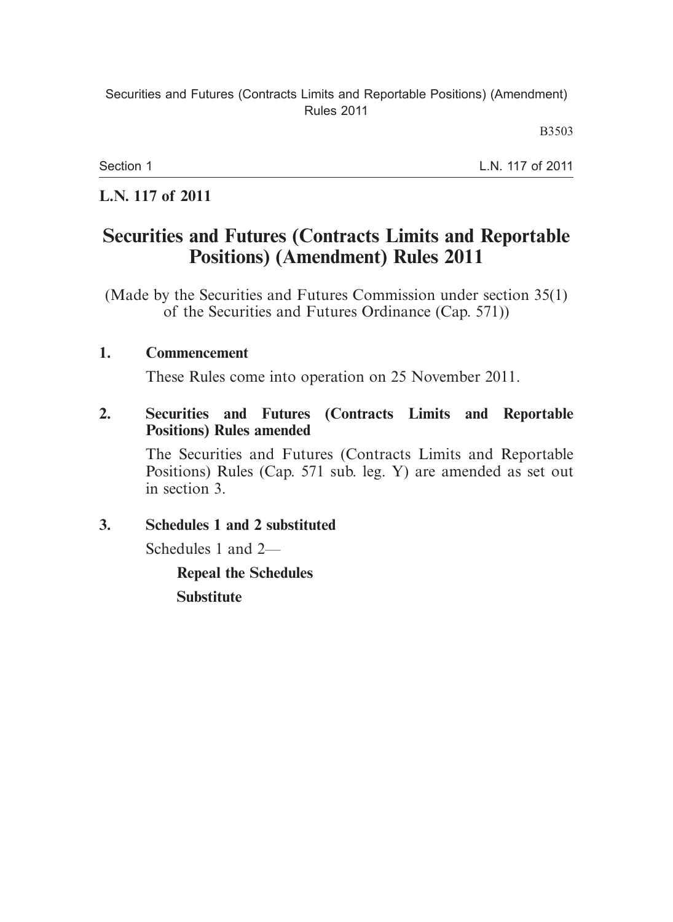**L.N. 117 of 2011**

# Securities and Futures (Contracts Limits and Reportable Positions) (Amendment) Rules 2011

(Made by the Securities and Futures Commission under section 35(1) of the Securities and Futures Ordinance (Cap. 571))

**1. Commencement**

These Rules come into operation on 25 November 2011.

**2. Securities and Futures (Contracts Limits and Reportable Positions) Rules amended**

The Securities and Futures (Contracts Limits and Reportable Positions) Rules (Cap. 571 sub. leg. Y) are amended as set out in section 3.

**3. Schedules 1 and 2 substituted**

Schedules 1 and 2—

**Repeal the Schedules**

**Substitute**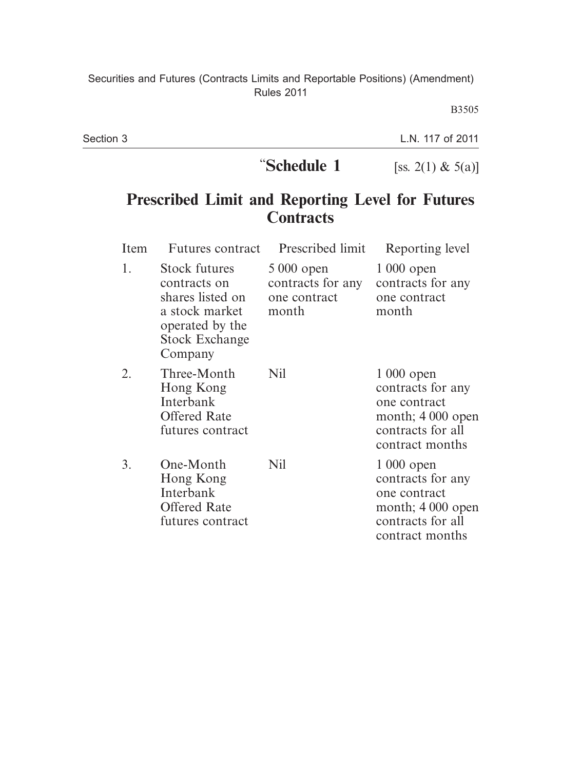“**Schedule 1** [ss. 2(1) & 5(a)]

## Prescribed Limit and Reporting Level for Futures Contracts

| Item | Futures contract | Prescribed limit | Reporting level |
| --- | --- | --- | --- |
| 1. | Stock futures contracts on shares listed on a stock market operated by the Stock Exchange Company | 5 000 open contracts for any one contract month | 1 000 open contracts for any one contract month |
| 2. | Three-Month Hong Kong Interbank Offered Rate futures contract | Nil | 1 000 open contracts for any one contract month; 4 000 open contracts for all contract months |
| 3. | One-Month Hong Kong Interbank Offered Rate futures contract | Nil | 1 000 open contracts for any one contract month; 4 000 open contracts for all contract months |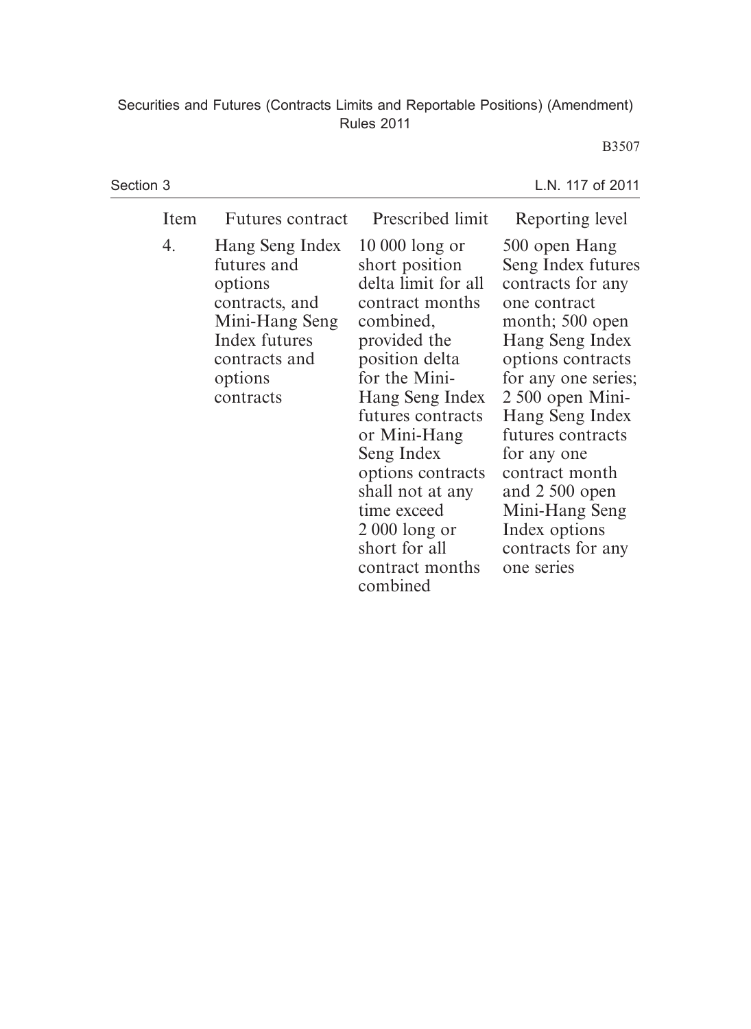| Item | Futures contract | Prescribed limit | Reporting level |
|---|---|---|---|
| 4. | Hang Seng Index futures and options contracts, and Mini-Hang Seng Index futures contracts and options contracts | 10 000 long or short position delta limit for all contract months combined, provided the position delta for the Mini-Hang Seng Index futures contracts or Mini-Hang Seng Index options contracts shall not at any time exceed 2 000 long or short for all contract months combined | 500 open Hang Seng Index futures contracts for any one contract month; 500 open Hang Seng Index options contracts for any one series; 2 500 open Mini-Hang Seng Index futures contracts for any one contract month and 2 500 open Mini-Hang Seng Index options contracts for any one series |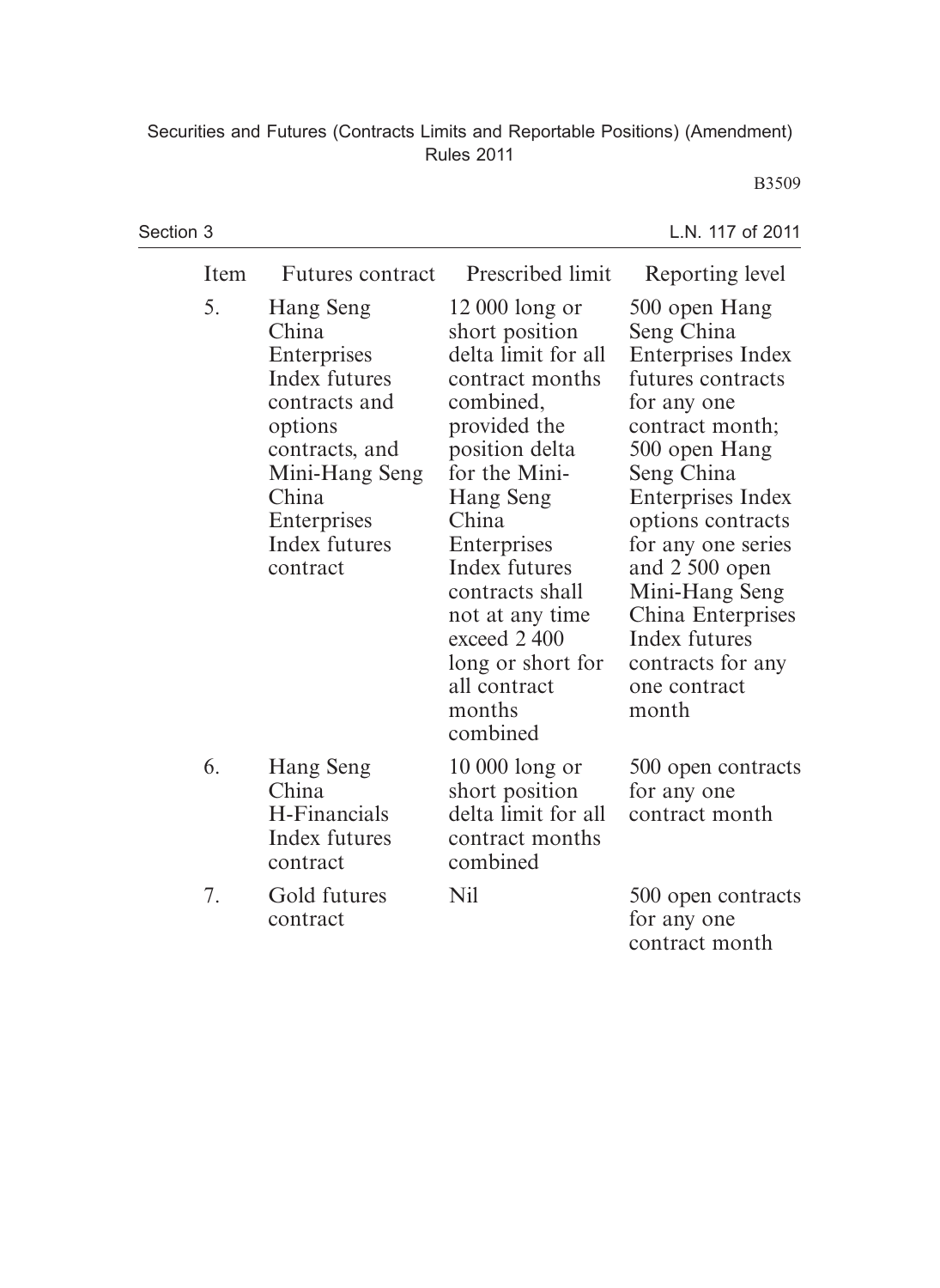| Item | Futures contract | Prescribed limit | Reporting level |
|---|---|---|---|
| 5. | Hang Seng China Enterprises Index futures contracts and options contracts, and Mini-Hang Seng China Enterprises Index futures contract | 12 000 long or short position delta limit for all contract months combined, provided the position delta for the Mini-Hang Seng China Enterprises Index futures contracts shall not at any time exceed 2 400 long or short for all contract months combined | 500 open Hang Seng China Enterprises Index futures contracts for any one contract month; 500 open Hang Seng China Enterprises Index options contracts for any one series and 2 500 open Mini-Hang Seng China Enterprises Index futures contracts for any one contract month |
| 6. | Hang Seng China H-Financials Index futures contract | 10 000 long or short position delta limit for all contract months combined | 500 open contracts for any one contract month |
| 7. | Gold futures contract | Nil | 500 open contracts for any one contract month |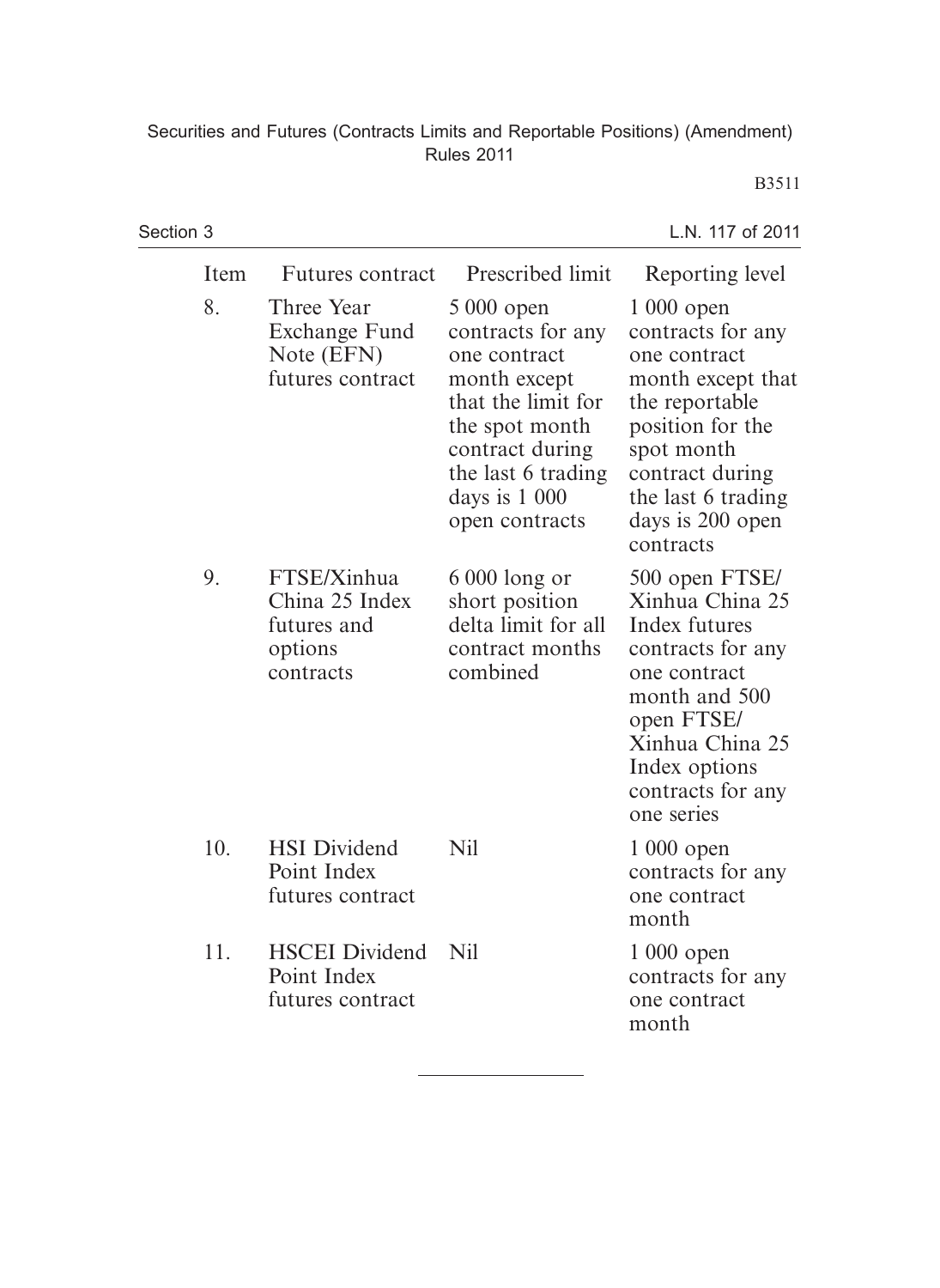| Item | Futures contract | Prescribed limit | Reporting level |
|---|---|---|---|
| 8. | Three Year Exchange Fund Note (EFN) futures contract | 5 000 open contracts for any one contract month except that the limit for the spot month contract during the last 6 trading days is 1 000 open contracts | 1 000 open contracts for any one contract month except that the reportable position for the spot month contract during the last 6 trading days is 200 open contracts |
| 9. | FTSE/Xinhua China 25 Index futures and options contracts | 6 000 long or short position delta limit for all contract months combined | 500 open FTSE/ Xinhua China 25 Index futures contracts for any one contract month and 500 open FTSE/ Xinhua China 25 Index options contracts for any one series |
| 10. | HSI Dividend Point Index futures contract | Nil | 1 000 open contracts for any one contract month |
| 11. | HSCEI Dividend Point Index futures contract | Nil | 1 000 open contracts for any one contract month |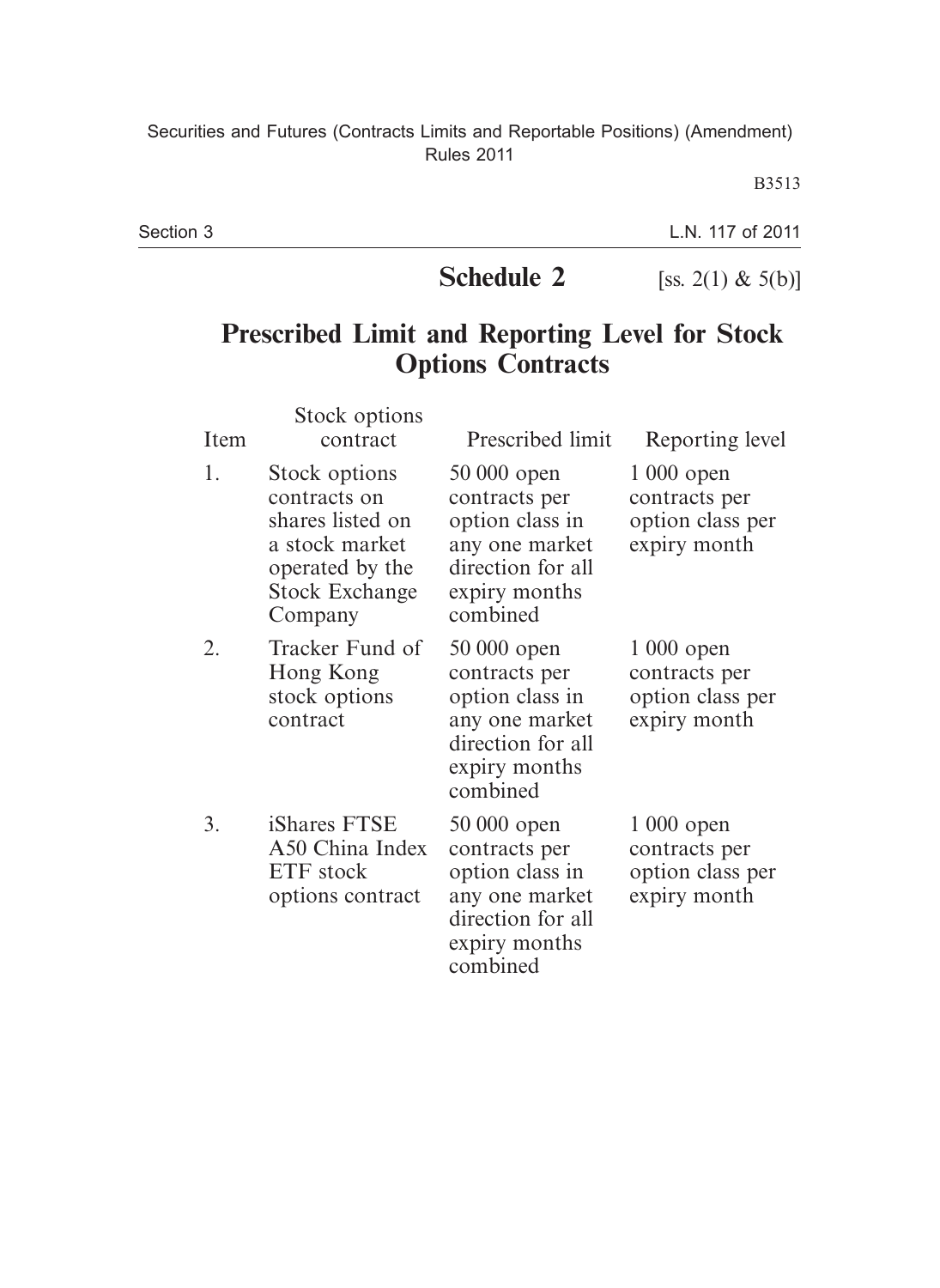## Schedule 2

[ss. 2(1) & 5(b)]

# Prescribed Limit and Reporting Level for Stock Options Contracts

| Item | Stock options contract | Prescribed limit | Reporting level |
|---|---|---|---|
| 1. | Stock options contracts on shares listed on a stock market operated by the Stock Exchange Company | 50 000 open contracts per option class in any one market direction for all expiry months combined | 1 000 open contracts per option class per expiry month |
| 2. | Tracker Fund of Hong Kong stock options contract | 50 000 open contracts per option class in any one market direction for all expiry months combined | 1 000 open contracts per option class per expiry month |
| 3. | iShares FTSE A50 China Index ETF stock options contract | 50 000 open contracts per option class in any one market direction for all expiry months combined | 1 000 open contracts per option class per expiry month |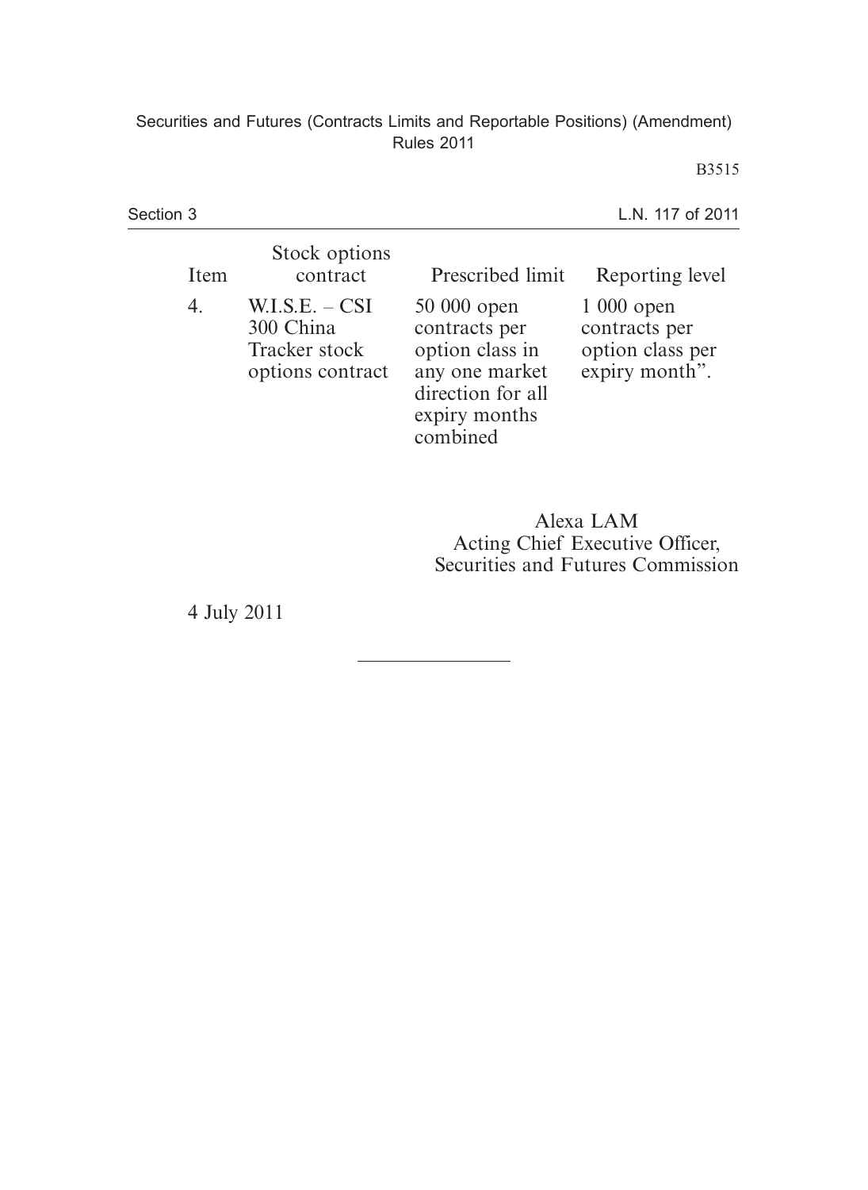| Item | Stock options contract | Prescribed limit | Reporting level |
|---|---|---|---|
| 4. | W.I.S.E. – CSI 300 China Tracker stock options contract | 50 000 open contracts per option class in any one market direction for all expiry months combined | 1 000 open contracts per option class per expiry month”. |

Alexa LAM
Acting Chief Executive Officer,
Securities and Futures Commission

4 July 2011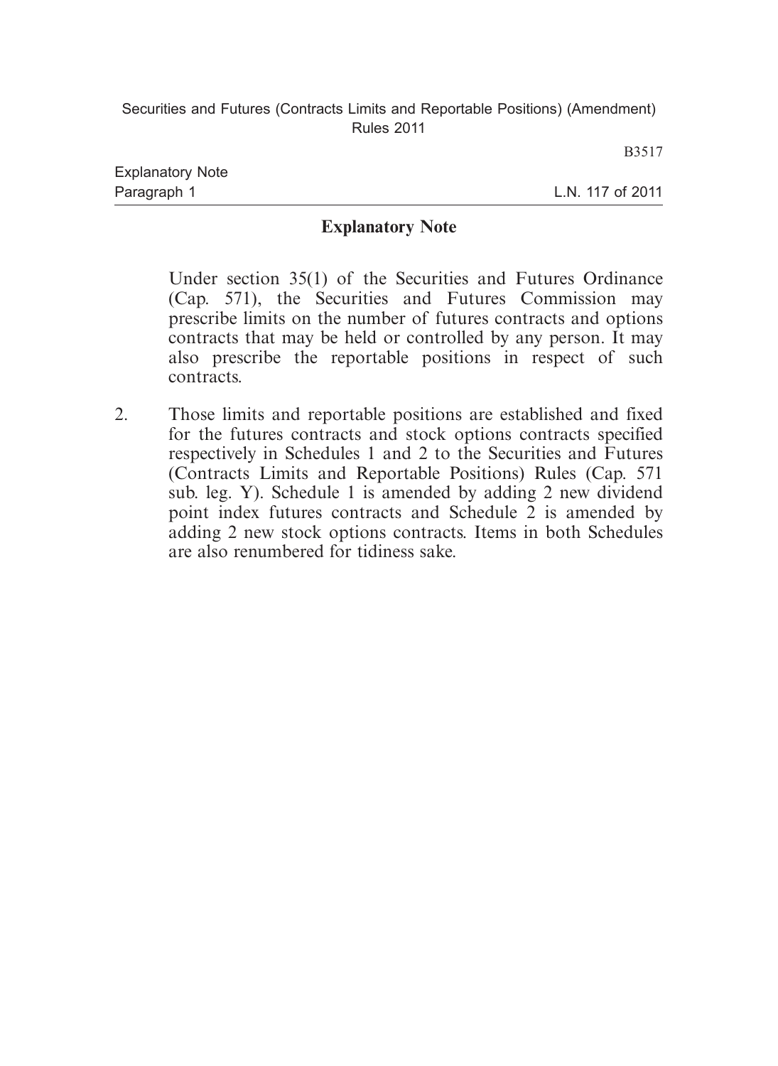## Explanatory Note

Under section 35(1) of the Securities and Futures Ordinance (Cap. 571), the Securities and Futures Commission may prescribe limits on the number of futures contracts and options contracts that may be held or controlled by any person. It may also prescribe the reportable positions in respect of such contracts.

2. Those limits and reportable positions are established and fixed for the futures contracts and stock options contracts specified respectively in Schedules 1 and 2 to the Securities and Futures (Contracts Limits and Reportable Positions) Rules (Cap. 571 sub. leg. Y). Schedule 1 is amended by adding 2 new dividend point index futures contracts and Schedule 2 is amended by adding 2 new stock options contracts. Items in both Schedules are also renumbered for tidiness sake.